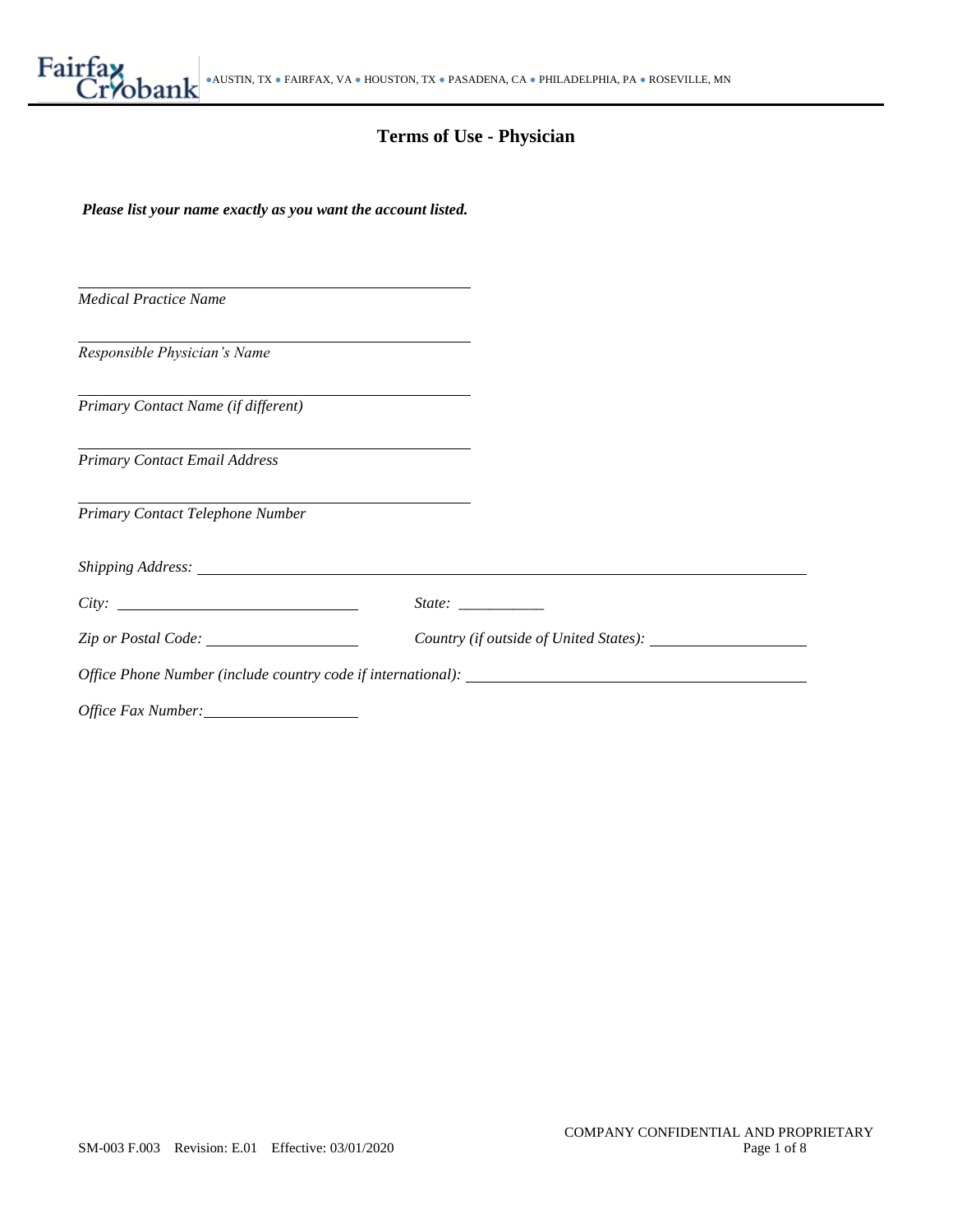Fairfax Cryobank ● AUSTIN, TX ● FAIRFAX, VA ● HOUSTON, TX ● PASADENA, CA ● PHILADELPHIA, PA ● ROSEVILLE, MN

# Terms of Use - Physician

***Please list your name exactly as you want the account listed.***

\_\_\_\_\_\_\_\_\_\_\_\_\_\_\_\_\_\_\_\_\_\_\_\_\_\_\_\_\_\_\_\_\_\_\_\_\_\_\_\_\_\_\_\_\_\_\_\_
*Medical Practice Name*

\_\_\_\_\_\_\_\_\_\_\_\_\_\_\_\_\_\_\_\_\_\_\_\_\_\_\_\_\_\_\_\_\_\_\_\_\_\_\_\_\_\_\_\_\_\_\_\_
*Responsible Physician's Name*

\_\_\_\_\_\_\_\_\_\_\_\_\_\_\_\_\_\_\_\_\_\_\_\_\_\_\_\_\_\_\_\_\_\_\_\_\_\_\_\_\_\_\_\_\_\_\_\_
*Primary Contact Name (if different)*

\_\_\_\_\_\_\_\_\_\_\_\_\_\_\_\_\_\_\_\_\_\_\_\_\_\_\_\_\_\_\_\_\_\_\_\_\_\_\_\_\_\_\_\_\_\_\_\_
*Primary Contact Email Address*

\_\_\_\_\_\_\_\_\_\_\_\_\_\_\_\_\_\_\_\_\_\_\_\_\_\_\_\_\_\_\_\_\_\_\_\_\_\_\_\_\_\_\_\_\_\_\_\_
*Primary Contact Telephone Number*

*Shipping Address:* \_\_\_\_\_\_\_\_\_\_\_\_\_\_\_\_\_\_\_\_\_\_\_\_\_\_\_\_\_\_\_\_\_\_\_\_\_\_\_\_\_\_\_\_\_\_\_\_\_\_\_\_\_\_\_\_\_\_\_\_\_\_\_\_\_\_\_\_

*City:* \_\_\_\_\_\_\_\_\_\_\_\_\_\_\_\_\_\_\_\_\_\_\_\_\_\_\_\_\_\_\_\_ *State:* \_\_\_\_\_\_\_\_\_\_\_

*Zip or Postal Code:* \_\_\_\_\_\_\_\_\_\_\_\_\_\_\_\_\_\_\_\_ *Country (if outside of United States):* \_\_\_\_\_\_\_\_\_\_\_\_\_\_\_\_\_\_\_\_

*Office Phone Number (include country code if international):* \_\_\_\_\_\_\_\_\_\_\_\_\_\_\_\_\_\_\_\_\_\_\_\_\_\_\_\_\_\_\_\_\_\_\_\_\_\_\_\_\_\_\_\_

*Office Fax Number:* \_\_\_\_\_\_\_\_\_\_\_\_\_\_\_\_\_\_\_\_

COMPANY CONFIDENTIAL AND PROPRIETARY

SM-003 F.003 Revision: E.01 Effective: 03/01/2020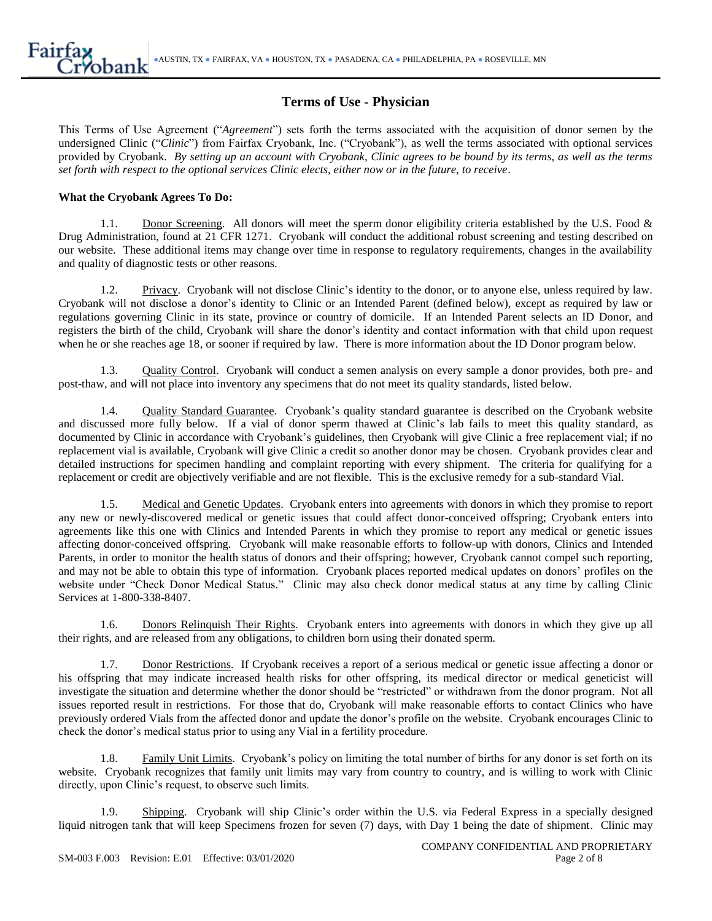## Terms of Use - Physician

This Terms of Use Agreement ("*Agreement*") sets forth the terms associated with the acquisition of donor semen by the undersigned Clinic ("*Clinic*") from Fairfax Cryobank, Inc. ("Cryobank"), as well the terms associated with optional services provided by Cryobank. *By setting up an account with Cryobank, Clinic agrees to be bound by its terms, as well as the terms set forth with respect to the optional services Clinic elects, either now or in the future, to receive*.

**What the Cryobank Agrees To Do:**

1.1. Donor Screening. All donors will meet the sperm donor eligibility criteria established by the U.S. Food & Drug Administration, found at 21 CFR 1271. Cryobank will conduct the additional robust screening and testing described on our website. These additional items may change over time in response to regulatory requirements, changes in the availability and quality of diagnostic tests or other reasons.

1.2. Privacy. Cryobank will not disclose Clinic's identity to the donor, or to anyone else, unless required by law. Cryobank will not disclose a donor's identity to Clinic or an Intended Parent (defined below), except as required by law or regulations governing Clinic in its state, province or country of domicile. If an Intended Parent selects an ID Donor, and registers the birth of the child, Cryobank will share the donor's identity and contact information with that child upon request when he or she reaches age 18, or sooner if required by law. There is more information about the ID Donor program below.

1.3. Quality Control. Cryobank will conduct a semen analysis on every sample a donor provides, both pre- and post-thaw, and will not place into inventory any specimens that do not meet its quality standards, listed below.

1.4. Quality Standard Guarantee. Cryobank's quality standard guarantee is described on the Cryobank website and discussed more fully below. If a vial of donor sperm thawed at Clinic's lab fails to meet this quality standard, as documented by Clinic in accordance with Cryobank's guidelines, then Cryobank will give Clinic a free replacement vial; if no replacement vial is available, Cryobank will give Clinic a credit so another donor may be chosen. Cryobank provides clear and detailed instructions for specimen handling and complaint reporting with every shipment. The criteria for qualifying for a replacement or credit are objectively verifiable and are not flexible. This is the exclusive remedy for a sub-standard Vial.

1.5. Medical and Genetic Updates. Cryobank enters into agreements with donors in which they promise to report any new or newly-discovered medical or genetic issues that could affect donor-conceived offspring; Cryobank enters into agreements like this one with Clinics and Intended Parents in which they promise to report any medical or genetic issues affecting donor-conceived offspring. Cryobank will make reasonable efforts to follow-up with donors, Clinics and Intended Parents, in order to monitor the health status of donors and their offspring; however, Cryobank cannot compel such reporting, and may not be able to obtain this type of information. Cryobank places reported medical updates on donors' profiles on the website under "Check Donor Medical Status." Clinic may also check donor medical status at any time by calling Clinic Services at 1-800-338-8407.

1.6. Donors Relinquish Their Rights. Cryobank enters into agreements with donors in which they give up all their rights, and are released from any obligations, to children born using their donated sperm.

1.7. Donor Restrictions. If Cryobank receives a report of a serious medical or genetic issue affecting a donor or his offspring that may indicate increased health risks for other offspring, its medical director or medical geneticist will investigate the situation and determine whether the donor should be "restricted" or withdrawn from the donor program. Not all issues reported result in restrictions. For those that do, Cryobank will make reasonable efforts to contact Clinics who have previously ordered Vials from the affected donor and update the donor's profile on the website. Cryobank encourages Clinic to check the donor's medical status prior to using any Vial in a fertility procedure.

1.8. Family Unit Limits. Cryobank's policy on limiting the total number of births for any donor is set forth on its website. Cryobank recognizes that family unit limits may vary from country to country, and is willing to work with Clinic directly, upon Clinic's request, to observe such limits.

1.9. Shipping. Cryobank will ship Clinic's order within the U.S. via Federal Express in a specially designed liquid nitrogen tank that will keep Specimens frozen for seven (7) days, with Day 1 being the date of shipment. Clinic may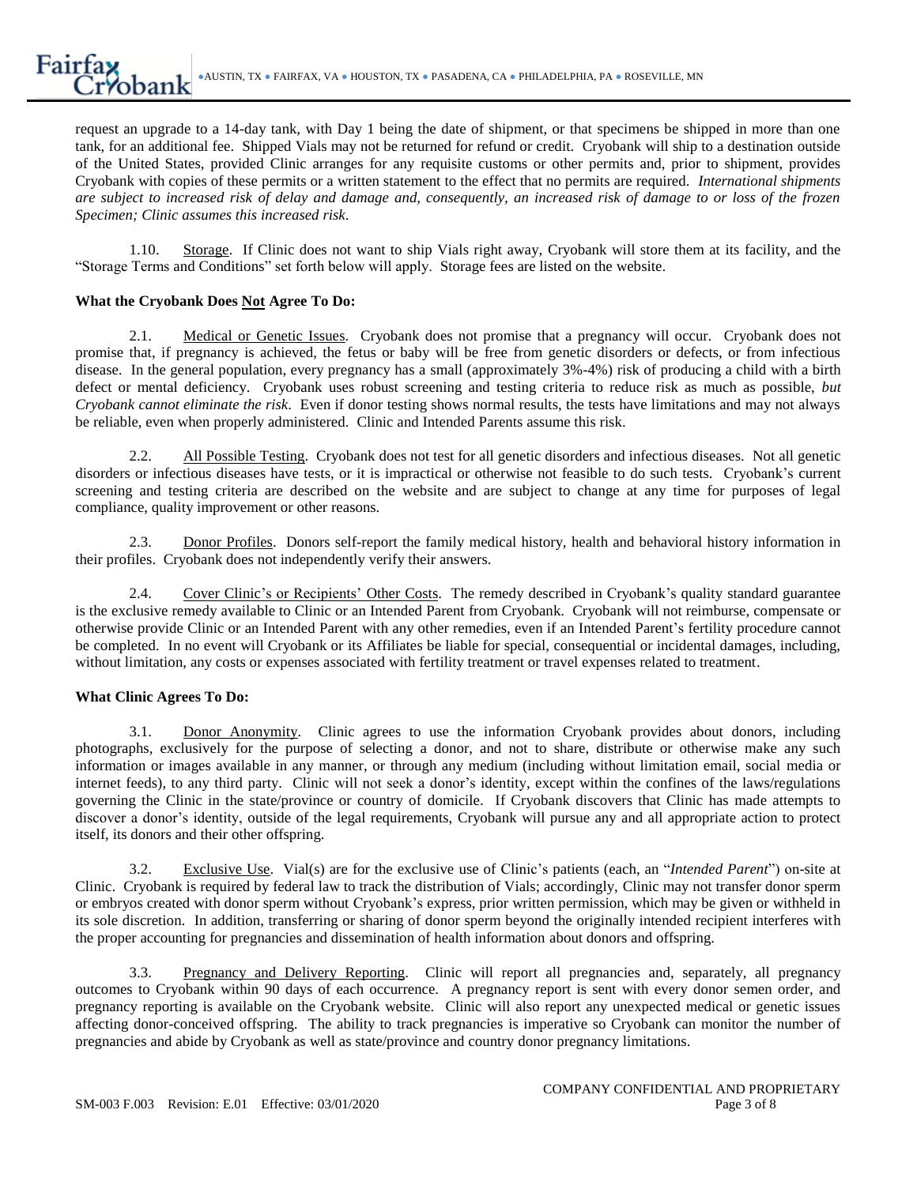request an upgrade to a 14-day tank, with Day 1 being the date of shipment, or that specimens be shipped in more than one tank, for an additional fee. Shipped Vials may not be returned for refund or credit. Cryobank will ship to a destination outside of the United States, provided Clinic arranges for any requisite customs or other permits and, prior to shipment, provides Cryobank with copies of these permits or a written statement to the effect that no permits are required. *International shipments are subject to increased risk of delay and damage and, consequently, an increased risk of damage to or loss of the frozen Specimen; Clinic assumes this increased risk.*

1.10. Storage. If Clinic does not want to ship Vials right away, Cryobank will store them at its facility, and the "Storage Terms and Conditions" set forth below will apply. Storage fees are listed on the website.

**What the Cryobank Does Not Agree To Do:**

2.1. Medical or Genetic Issues. Cryobank does not promise that a pregnancy will occur. Cryobank does not promise that, if pregnancy is achieved, the fetus or baby will be free from genetic disorders or defects, or from infectious disease. In the general population, every pregnancy has a small (approximately 3%-4%) risk of producing a child with a birth defect or mental deficiency. Cryobank uses robust screening and testing criteria to reduce risk as much as possible, *but Cryobank cannot eliminate the risk*. Even if donor testing shows normal results, the tests have limitations and may not always be reliable, even when properly administered. Clinic and Intended Parents assume this risk.

2.2. All Possible Testing. Cryobank does not test for all genetic disorders and infectious diseases. Not all genetic disorders or infectious diseases have tests, or it is impractical or otherwise not feasible to do such tests. Cryobank's current screening and testing criteria are described on the website and are subject to change at any time for purposes of legal compliance, quality improvement or other reasons.

2.3. Donor Profiles. Donors self-report the family medical history, health and behavioral history information in their profiles. Cryobank does not independently verify their answers.

2.4. Cover Clinic's or Recipients' Other Costs. The remedy described in Cryobank's quality standard guarantee is the exclusive remedy available to Clinic or an Intended Parent from Cryobank. Cryobank will not reimburse, compensate or otherwise provide Clinic or an Intended Parent with any other remedies, even if an Intended Parent's fertility procedure cannot be completed. In no event will Cryobank or its Affiliates be liable for special, consequential or incidental damages, including, without limitation, any costs or expenses associated with fertility treatment or travel expenses related to treatment.

**What Clinic Agrees To Do:**

3.1. Donor Anonymity. Clinic agrees to use the information Cryobank provides about donors, including photographs, exclusively for the purpose of selecting a donor, and not to share, distribute or otherwise make any such information or images available in any manner, or through any medium (including without limitation email, social media or internet feeds), to any third party. Clinic will not seek a donor's identity, except within the confines of the laws/regulations governing the Clinic in the state/province or country of domicile. If Cryobank discovers that Clinic has made attempts to discover a donor's identity, outside of the legal requirements, Cryobank will pursue any and all appropriate action to protect itself, its donors and their other offspring.

3.2. Exclusive Use. Vial(s) are for the exclusive use of Clinic's patients (each, an "*Intended Parent*") on-site at Clinic. Cryobank is required by federal law to track the distribution of Vials; accordingly, Clinic may not transfer donor sperm or embryos created with donor sperm without Cryobank's express, prior written permission, which may be given or withheld in its sole discretion. In addition, transferring or sharing of donor sperm beyond the originally intended recipient interferes with the proper accounting for pregnancies and dissemination of health information about donors and offspring.

3.3. Pregnancy and Delivery Reporting. Clinic will report all pregnancies and, separately, all pregnancy outcomes to Cryobank within 90 days of each occurrence. A pregnancy report is sent with every donor semen order, and pregnancy reporting is available on the Cryobank website. Clinic will also report any unexpected medical or genetic issues affecting donor-conceived offspring. The ability to track pregnancies is imperative so Cryobank can monitor the number of pregnancies and abide by Cryobank as well as state/province and country donor pregnancy limitations.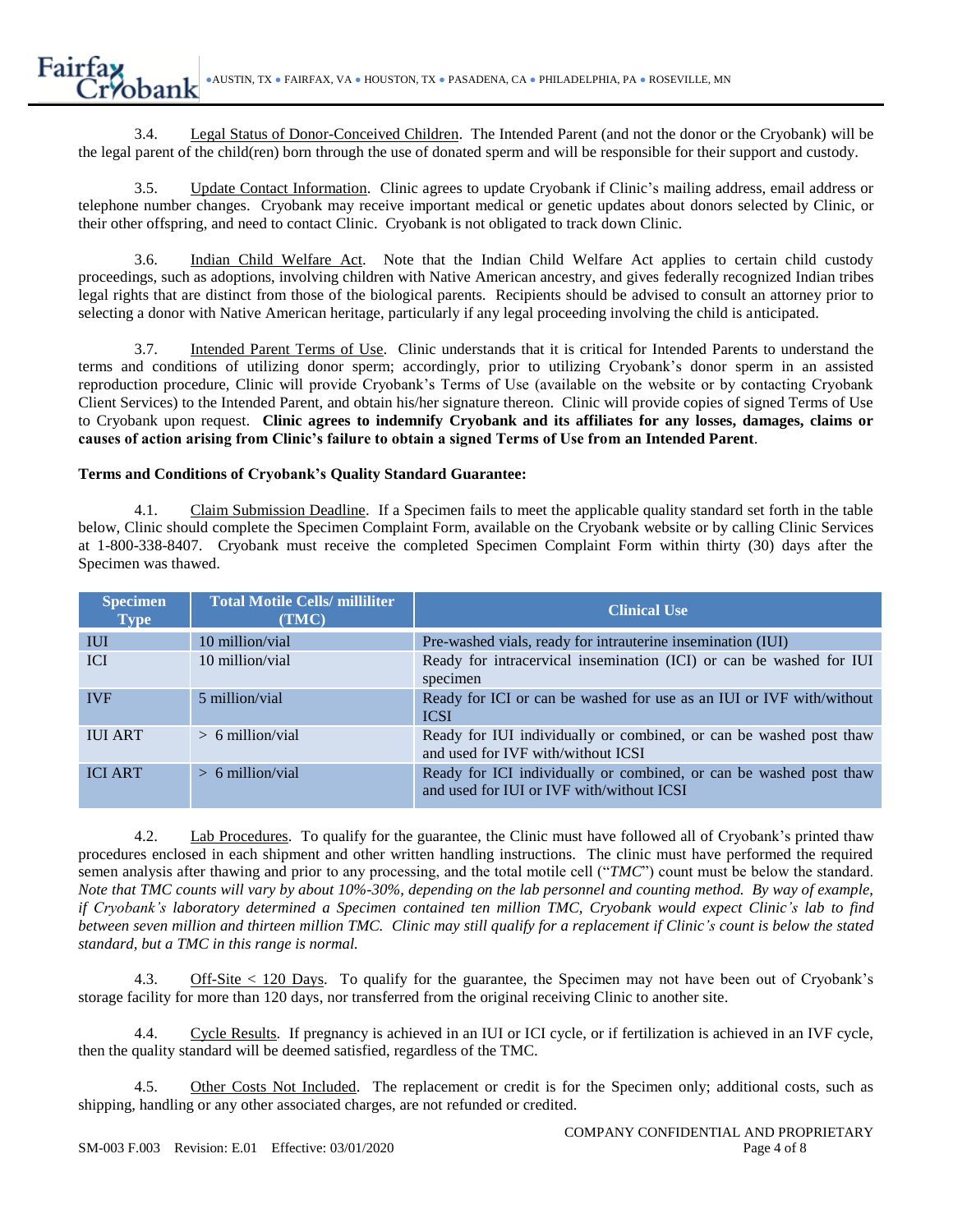3.4. Legal Status of Donor-Conceived Children. The Intended Parent (and not the donor or the Cryobank) will be the legal parent of the child(ren) born through the use of donated sperm and will be responsible for their support and custody.

3.5. Update Contact Information. Clinic agrees to update Cryobank if Clinic's mailing address, email address or telephone number changes. Cryobank may receive important medical or genetic updates about donors selected by Clinic, or their other offspring, and need to contact Clinic. Cryobank is not obligated to track down Clinic.

3.6. Indian Child Welfare Act. Note that the Indian Child Welfare Act applies to certain child custody proceedings, such as adoptions, involving children with Native American ancestry, and gives federally recognized Indian tribes legal rights that are distinct from those of the biological parents. Recipients should be advised to consult an attorney prior to selecting a donor with Native American heritage, particularly if any legal proceeding involving the child is anticipated.

3.7. Intended Parent Terms of Use. Clinic understands that it is critical for Intended Parents to understand the terms and conditions of utilizing donor sperm; accordingly, prior to utilizing Cryobank's donor sperm in an assisted reproduction procedure, Clinic will provide Cryobank's Terms of Use (available on the website or by contacting Cryobank Client Services) to the Intended Parent, and obtain his/her signature thereon. Clinic will provide copies of signed Terms of Use to Cryobank upon request. **Clinic agrees to indemnify Cryobank and its affiliates for any losses, damages, claims or causes of action arising from Clinic's failure to obtain a signed Terms of Use from an Intended Parent**.

**Terms and Conditions of Cryobank's Quality Standard Guarantee:**

4.1. Claim Submission Deadline. If a Specimen fails to meet the applicable quality standard set forth in the table below, Clinic should complete the Specimen Complaint Form, available on the Cryobank website or by calling Clinic Services at 1-800-338-8407. Cryobank must receive the completed Specimen Complaint Form within thirty (30) days after the Specimen was thawed.

| Specimen Type | Total Motile Cells/ milliliter (TMC) | Clinical Use |
|---|---|---|
| IUI | 10 million/vial | Pre-washed vials, ready for intrauterine insemination (IUI) |
| ICI | 10 million/vial | Ready for intracervical insemination (ICI) or can be washed for IUI specimen |
| IVF | 5 million/vial | Ready for ICI or can be washed for use as an IUI or IVF with/without ICSI |
| IUI ART | > 6 million/vial | Ready for IUI individually or combined, or can be washed post thaw and used for IVF with/without ICSI |
| ICI ART | > 6 million/vial | Ready for ICI individually or combined, or can be washed post thaw and used for IUI or IVF with/without ICSI |

4.2. Lab Procedures. To qualify for the guarantee, the Clinic must have followed all of Cryobank's printed thaw procedures enclosed in each shipment and other written handling instructions. The clinic must have performed the required semen analysis after thawing and prior to any processing, and the total motile cell ("*TMC*") count must be below the standard. *Note that TMC counts will vary by about 10%-30%, depending on the lab personnel and counting method. By way of example, if Cryobank's laboratory determined a Specimen contained ten million TMC, Cryobank would expect Clinic's lab to find between seven million and thirteen million TMC. Clinic may still qualify for a replacement if Clinic's count is below the stated standard, but a TMC in this range is normal.*

4.3. Off-Site < 120 Days. To qualify for the guarantee, the Specimen may not have been out of Cryobank's storage facility for more than 120 days, nor transferred from the original receiving Clinic to another site.

4.4. Cycle Results. If pregnancy is achieved in an IUI or ICI cycle, or if fertilization is achieved in an IVF cycle, then the quality standard will be deemed satisfied, regardless of the TMC.

4.5. Other Costs Not Included. The replacement or credit is for the Specimen only; additional costs, such as shipping, handling or any other associated charges, are not refunded or credited.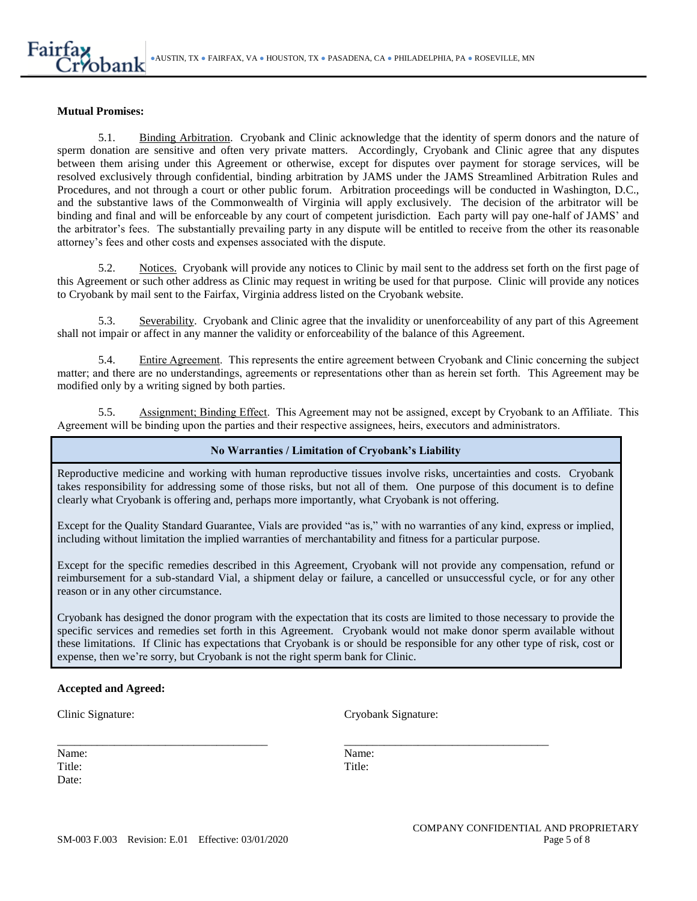**Mutual Promises:**

5.1. Binding Arbitration. Cryobank and Clinic acknowledge that the identity of sperm donors and the nature of sperm donation are sensitive and often very private matters. Accordingly, Cryobank and Clinic agree that any disputes between them arising under this Agreement or otherwise, except for disputes over payment for storage services, will be resolved exclusively through confidential, binding arbitration by JAMS under the JAMS Streamlined Arbitration Rules and Procedures, and not through a court or other public forum. Arbitration proceedings will be conducted in Washington, D.C., and the substantive laws of the Commonwealth of Virginia will apply exclusively. The decision of the arbitrator will be binding and final and will be enforceable by any court of competent jurisdiction. Each party will pay one-half of JAMS' and the arbitrator's fees. The substantially prevailing party in any dispute will be entitled to receive from the other its reasonable attorney's fees and other costs and expenses associated with the dispute.

5.2. Notices. Cryobank will provide any notices to Clinic by mail sent to the address set forth on the first page of this Agreement or such other address as Clinic may request in writing be used for that purpose. Clinic will provide any notices to Cryobank by mail sent to the Fairfax, Virginia address listed on the Cryobank website.

5.3. Severability. Cryobank and Clinic agree that the invalidity or unenforceability of any part of this Agreement shall not impair or affect in any manner the validity or enforceability of the balance of this Agreement.

5.4. Entire Agreement. This represents the entire agreement between Cryobank and Clinic concerning the subject matter; and there are no understandings, agreements or representations other than as herein set forth. This Agreement may be modified only by a writing signed by both parties.

5.5. Assignment; Binding Effect. This Agreement may not be assigned, except by Cryobank to an Affiliate. This Agreement will be binding upon the parties and their respective assignees, heirs, executors and administrators.

**No Warranties / Limitation of Cryobank's Liability**

Reproductive medicine and working with human reproductive tissues involve risks, uncertainties and costs. Cryobank takes responsibility for addressing some of those risks, but not all of them. One purpose of this document is to define clearly what Cryobank is offering and, perhaps more importantly, what Cryobank is not offering.

Except for the Quality Standard Guarantee, Vials are provided "as is," with no warranties of any kind, express or implied, including without limitation the implied warranties of merchantability and fitness for a particular purpose.

Except for the specific remedies described in this Agreement, Cryobank will not provide any compensation, refund or reimbursement for a sub-standard Vial, a shipment delay or failure, a cancelled or unsuccessful cycle, or for any other reason or in any other circumstance.

Cryobank has designed the donor program with the expectation that its costs are limited to those necessary to provide the specific services and remedies set forth in this Agreement. Cryobank would not make donor sperm available without these limitations. If Clinic has expectations that Cryobank is or should be responsible for any other type of risk, cost or expense, then we're sorry, but Cryobank is not the right sperm bank for Clinic.

**Accepted and Agreed:**

| Clinic Signature: | Cryobank Signature: |
|---|---|
| ______________________________________ | ______________________________________ |
| Name: | Name: |
| Title: | Title: |
| Date: | |

SM-003 F.003 Revision: E.01 Effective: 03/01/2020

COMPANY CONFIDENTIAL AND PROPRIETARY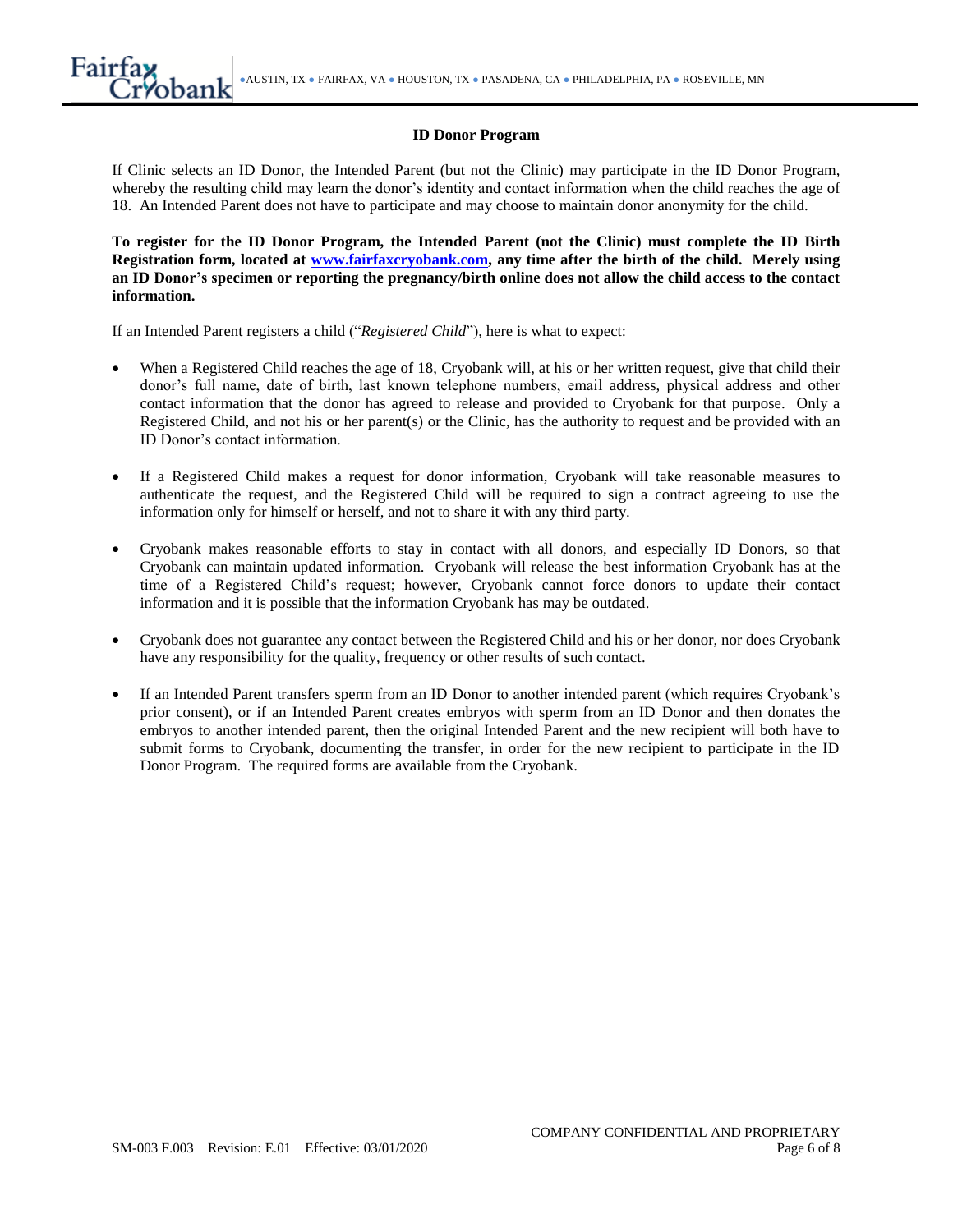## ID Donor Program

If Clinic selects an ID Donor, the Intended Parent (but not the Clinic) may participate in the ID Donor Program, whereby the resulting child may learn the donor's identity and contact information when the child reaches the age of 18. An Intended Parent does not have to participate and may choose to maintain donor anonymity for the child.

**To register for the ID Donor Program, the Intended Parent (not the Clinic) must complete the ID Birth Registration form, located at www.fairfaxcryobank.com, any time after the birth of the child. Merely using an ID Donor's specimen or reporting the pregnancy/birth online does not allow the child access to the contact information.**

If an Intended Parent registers a child ("*Registered Child*"), here is what to expect:

- When a Registered Child reaches the age of 18, Cryobank will, at his or her written request, give that child their donor's full name, date of birth, last known telephone numbers, email address, physical address and other contact information that the donor has agreed to release and provided to Cryobank for that purpose. Only a Registered Child, and not his or her parent(s) or the Clinic, has the authority to request and be provided with an ID Donor's contact information.
- If a Registered Child makes a request for donor information, Cryobank will take reasonable measures to authenticate the request, and the Registered Child will be required to sign a contract agreeing to use the information only for himself or herself, and not to share it with any third party.
- Cryobank makes reasonable efforts to stay in contact with all donors, and especially ID Donors, so that Cryobank can maintain updated information. Cryobank will release the best information Cryobank has at the time of a Registered Child's request; however, Cryobank cannot force donors to update their contact information and it is possible that the information Cryobank has may be outdated.
- Cryobank does not guarantee any contact between the Registered Child and his or her donor, nor does Cryobank have any responsibility for the quality, frequency or other results of such contact.
- If an Intended Parent transfers sperm from an ID Donor to another intended parent (which requires Cryobank's prior consent), or if an Intended Parent creates embryos with sperm from an ID Donor and then donates the embryos to another intended parent, then the original Intended Parent and the new recipient will both have to submit forms to Cryobank, documenting the transfer, in order for the new recipient to participate in the ID Donor Program. The required forms are available from the Cryobank.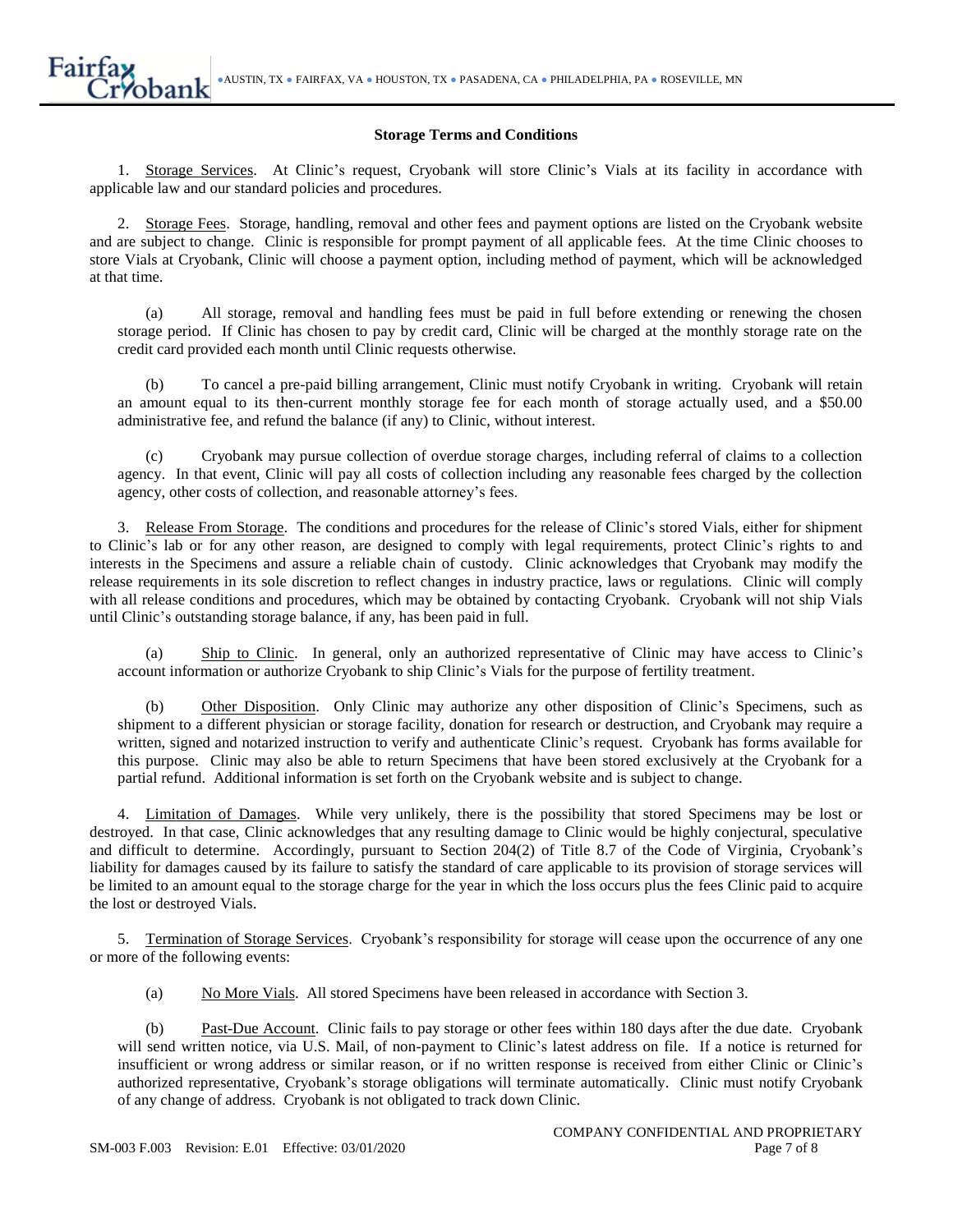## Storage Terms and Conditions

1. Storage Services. At Clinic's request, Cryobank will store Clinic's Vials at its facility in accordance with applicable law and our standard policies and procedures.

2. Storage Fees. Storage, handling, removal and other fees and payment options are listed on the Cryobank website and are subject to change. Clinic is responsible for prompt payment of all applicable fees. At the time Clinic chooses to store Vials at Cryobank, Clinic will choose a payment option, including method of payment, which will be acknowledged at that time.

(a) All storage, removal and handling fees must be paid in full before extending or renewing the chosen storage period. If Clinic has chosen to pay by credit card, Clinic will be charged at the monthly storage rate on the credit card provided each month until Clinic requests otherwise.

(b) To cancel a pre-paid billing arrangement, Clinic must notify Cryobank in writing. Cryobank will retain an amount equal to its then-current monthly storage fee for each month of storage actually used, and a $50.00 administrative fee, and refund the balance (if any) to Clinic, without interest.

(c) Cryobank may pursue collection of overdue storage charges, including referral of claims to a collection agency. In that event, Clinic will pay all costs of collection including any reasonable fees charged by the collection agency, other costs of collection, and reasonable attorney's fees.

3. Release From Storage. The conditions and procedures for the release of Clinic's stored Vials, either for shipment to Clinic's lab or for any other reason, are designed to comply with legal requirements, protect Clinic's rights to and interests in the Specimens and assure a reliable chain of custody. Clinic acknowledges that Cryobank may modify the release requirements in its sole discretion to reflect changes in industry practice, laws or regulations. Clinic will comply with all release conditions and procedures, which may be obtained by contacting Cryobank. Cryobank will not ship Vials until Clinic's outstanding storage balance, if any, has been paid in full.

(a) Ship to Clinic. In general, only an authorized representative of Clinic may have access to Clinic's account information or authorize Cryobank to ship Clinic's Vials for the purpose of fertility treatment.

(b) Other Disposition. Only Clinic may authorize any other disposition of Clinic's Specimens, such as shipment to a different physician or storage facility, donation for research or destruction, and Cryobank may require a written, signed and notarized instruction to verify and authenticate Clinic's request. Cryobank has forms available for this purpose. Clinic may also be able to return Specimens that have been stored exclusively at the Cryobank for a partial refund. Additional information is set forth on the Cryobank website and is subject to change.

4. Limitation of Damages. While very unlikely, there is the possibility that stored Specimens may be lost or destroyed. In that case, Clinic acknowledges that any resulting damage to Clinic would be highly conjectural, speculative and difficult to determine. Accordingly, pursuant to Section 204(2) of Title 8.7 of the Code of Virginia, Cryobank's liability for damages caused by its failure to satisfy the standard of care applicable to its provision of storage services will be limited to an amount equal to the storage charge for the year in which the loss occurs plus the fees Clinic paid to acquire the lost or destroyed Vials.

5. Termination of Storage Services. Cryobank's responsibility for storage will cease upon the occurrence of any one or more of the following events:

(a) No More Vials. All stored Specimens have been released in accordance with Section 3.

(b) Past-Due Account. Clinic fails to pay storage or other fees within 180 days after the due date. Cryobank will send written notice, via U.S. Mail, of non-payment to Clinic's latest address on file. If a notice is returned for insufficient or wrong address or similar reason, or if no written response is received from either Clinic or Clinic's authorized representative, Cryobank's storage obligations will terminate automatically. Clinic must notify Cryobank of any change of address. Cryobank is not obligated to track down Clinic.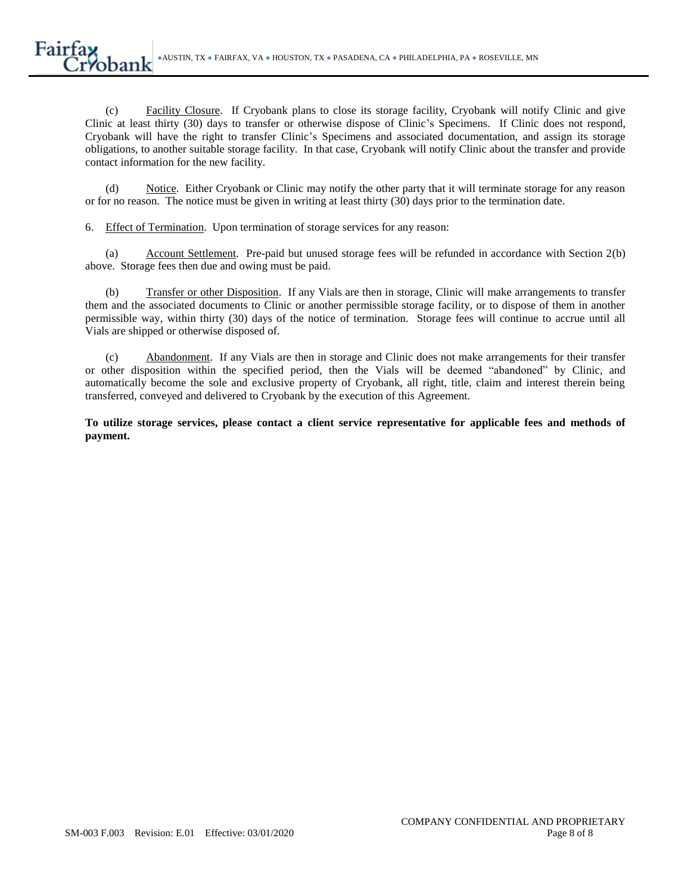(c) Facility Closure. If Cryobank plans to close its storage facility, Cryobank will notify Clinic and give Clinic at least thirty (30) days to transfer or otherwise dispose of Clinic's Specimens. If Clinic does not respond, Cryobank will have the right to transfer Clinic's Specimens and associated documentation, and assign its storage obligations, to another suitable storage facility. In that case, Cryobank will notify Clinic about the transfer and provide contact information for the new facility.

(d) Notice. Either Cryobank or Clinic may notify the other party that it will terminate storage for any reason or for no reason. The notice must be given in writing at least thirty (30) days prior to the termination date.

6. Effect of Termination. Upon termination of storage services for any reason:

(a) Account Settlement. Pre-paid but unused storage fees will be refunded in accordance with Section 2(b) above. Storage fees then due and owing must be paid.

(b) Transfer or other Disposition. If any Vials are then in storage, Clinic will make arrangements to transfer them and the associated documents to Clinic or another permissible storage facility, or to dispose of them in another permissible way, within thirty (30) days of the notice of termination. Storage fees will continue to accrue until all Vials are shipped or otherwise disposed of.

(c) Abandonment. If any Vials are then in storage and Clinic does not make arrangements for their transfer or other disposition within the specified period, then the Vials will be deemed "abandoned" by Clinic, and automatically become the sole and exclusive property of Cryobank, all right, title, claim and interest therein being transferred, conveyed and delivered to Cryobank by the execution of this Agreement.

**To utilize storage services, please contact a client service representative for applicable fees and methods of payment.**